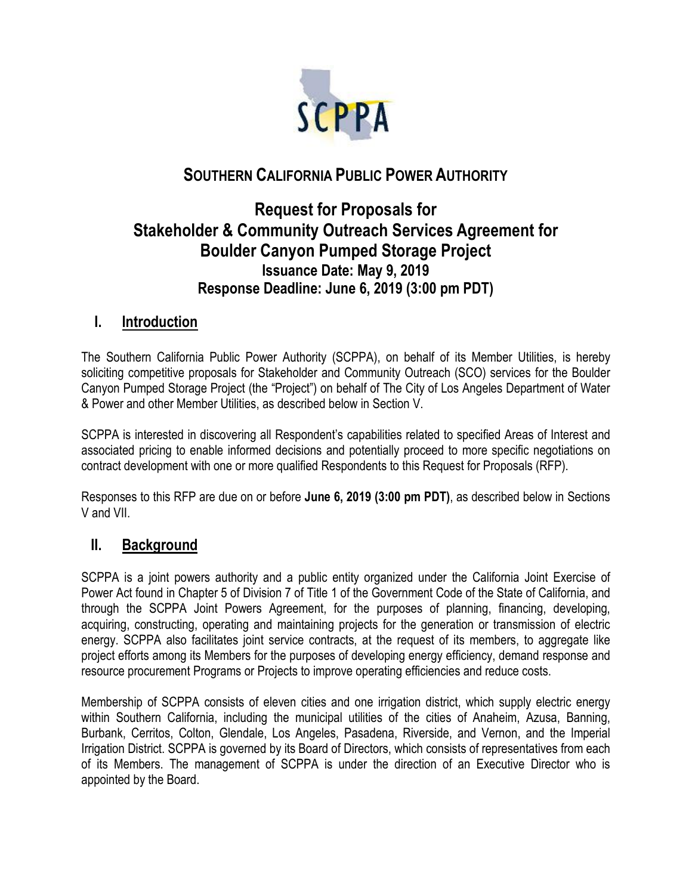# SOUTHERN CALIFORNIA PUBLIC POWER AUTHORITY

## Request for Proposals for Stakeholder & Community Outreach Services Agreement for Boulder Canyon Pumped Storage Project

### Issuance Date: May 9, 2019
### Response Deadline: June 6, 2019 (3:00 pm PDT)

## I. Introduction

The Southern California Public Power Authority (SCPPA), on behalf of its Member Utilities, is hereby soliciting competitive proposals for Stakeholder and Community Outreach (SCO) services for the Boulder Canyon Pumped Storage Project (the "Project") on behalf of The City of Los Angeles Department of Water & Power and other Member Utilities, as described below in Section V.

SCPPA is interested in discovering all Respondent's capabilities related to specified Areas of Interest and associated pricing to enable informed decisions and potentially proceed to more specific negotiations on contract development with one or more qualified Respondents to this Request for Proposals (RFP).

Responses to this RFP are due on or before **June 6, 2019 (3:00 pm PDT)**, as described below in Sections V and VII.

## II. Background

SCPPA is a joint powers authority and a public entity organized under the California Joint Exercise of Power Act found in Chapter 5 of Division 7 of Title 1 of the Government Code of the State of California, and through the SCPPA Joint Powers Agreement, for the purposes of planning, financing, developing, acquiring, constructing, operating and maintaining projects for the generation or transmission of electric energy. SCPPA also facilitates joint service contracts, at the request of its members, to aggregate like project efforts among its Members for the purposes of developing energy efficiency, demand response and resource procurement Programs or Projects to improve operating efficiencies and reduce costs.

Membership of SCPPA consists of eleven cities and one irrigation district, which supply electric energy within Southern California, including the municipal utilities of the cities of Anaheim, Azusa, Banning, Burbank, Cerritos, Colton, Glendale, Los Angeles, Pasadena, Riverside, and Vernon, and the Imperial Irrigation District. SCPPA is governed by its Board of Directors, which consists of representatives from each of its Members. The management of SCPPA is under the direction of an Executive Director who is appointed by the Board.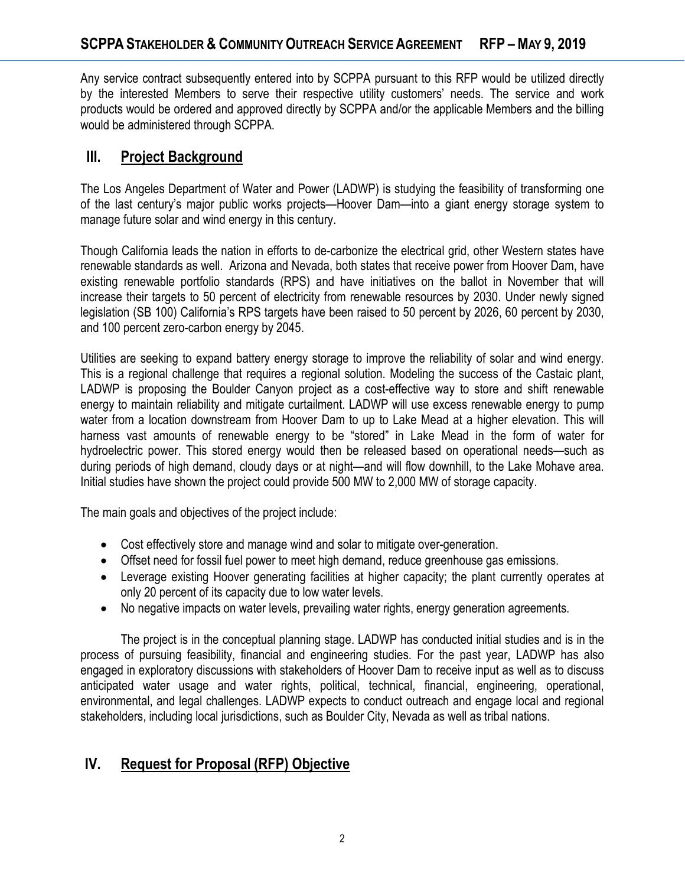Any service contract subsequently entered into by SCPPA pursuant to this RFP would be utilized directly by the interested Members to serve their respective utility customers' needs. The service and work products would be ordered and approved directly by SCPPA and/or the applicable Members and the billing would be administered through SCPPA.

## III. Project Background

The Los Angeles Department of Water and Power (LADWP) is studying the feasibility of transforming one of the last century's major public works projects—Hoover Dam—into a giant energy storage system to manage future solar and wind energy in this century.

Though California leads the nation in efforts to de-carbonize the electrical grid, other Western states have renewable standards as well. Arizona and Nevada, both states that receive power from Hoover Dam, have existing renewable portfolio standards (RPS) and have initiatives on the ballot in November that will increase their targets to 50 percent of electricity from renewable resources by 2030. Under newly signed legislation (SB 100) California's RPS targets have been raised to 50 percent by 2026, 60 percent by 2030, and 100 percent zero-carbon energy by 2045.

Utilities are seeking to expand battery energy storage to improve the reliability of solar and wind energy. This is a regional challenge that requires a regional solution. Modeling the success of the Castaic plant, LADWP is proposing the Boulder Canyon project as a cost-effective way to store and shift renewable energy to maintain reliability and mitigate curtailment. LADWP will use excess renewable energy to pump water from a location downstream from Hoover Dam to up to Lake Mead at a higher elevation. This will harness vast amounts of renewable energy to be "stored" in Lake Mead in the form of water for hydroelectric power. This stored energy would then be released based on operational needs—such as during periods of high demand, cloudy days or at night—and will flow downhill, to the Lake Mohave area. Initial studies have shown the project could provide 500 MW to 2,000 MW of storage capacity.

The main goals and objectives of the project include:

- Cost effectively store and manage wind and solar to mitigate over-generation.
- Offset need for fossil fuel power to meet high demand, reduce greenhouse gas emissions.
- Leverage existing Hoover generating facilities at higher capacity; the plant currently operates at only 20 percent of its capacity due to low water levels.
- No negative impacts on water levels, prevailing water rights, energy generation agreements.

The project is in the conceptual planning stage. LADWP has conducted initial studies and is in the process of pursuing feasibility, financial and engineering studies. For the past year, LADWP has also engaged in exploratory discussions with stakeholders of Hoover Dam to receive input as well as to discuss anticipated water usage and water rights, political, technical, financial, engineering, operational, environmental, and legal challenges. LADWP expects to conduct outreach and engage local and regional stakeholders, including local jurisdictions, such as Boulder City, Nevada as well as tribal nations.

## IV. Request for Proposal (RFP) Objective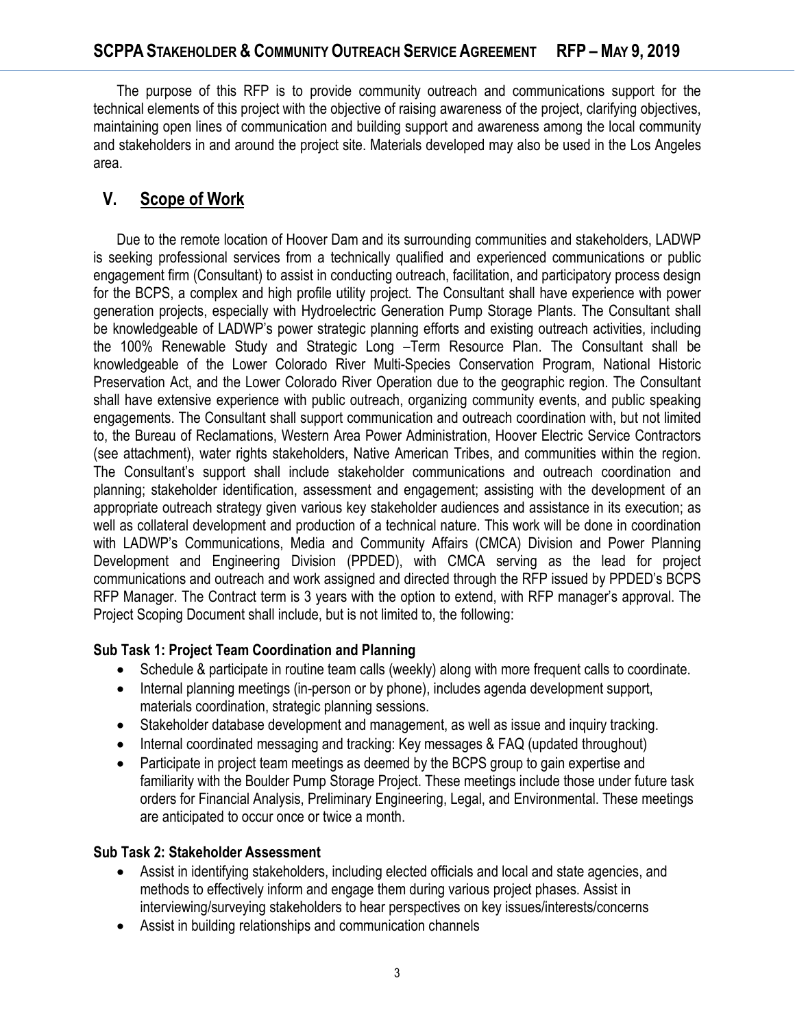The purpose of this RFP is to provide community outreach and communications support for the technical elements of this project with the objective of raising awareness of the project, clarifying objectives, maintaining open lines of communication and building support and awareness among the local community and stakeholders in and around the project site. Materials developed may also be used in the Los Angeles area.

## V. Scope of Work

Due to the remote location of Hoover Dam and its surrounding communities and stakeholders, LADWP is seeking professional services from a technically qualified and experienced communications or public engagement firm (Consultant) to assist in conducting outreach, facilitation, and participatory process design for the BCPS, a complex and high profile utility project. The Consultant shall have experience with power generation projects, especially with Hydroelectric Generation Pump Storage Plants. The Consultant shall be knowledgeable of LADWP's power strategic planning efforts and existing outreach activities, including the 100% Renewable Study and Strategic Long –Term Resource Plan. The Consultant shall be knowledgeable of the Lower Colorado River Multi-Species Conservation Program, National Historic Preservation Act, and the Lower Colorado River Operation due to the geographic region. The Consultant shall have extensive experience with public outreach, organizing community events, and public speaking engagements. The Consultant shall support communication and outreach coordination with, but not limited to, the Bureau of Reclamations, Western Area Power Administration, Hoover Electric Service Contractors (see attachment), water rights stakeholders, Native American Tribes, and communities within the region. The Consultant's support shall include stakeholder communications and outreach coordination and planning; stakeholder identification, assessment and engagement; assisting with the development of an appropriate outreach strategy given various key stakeholder audiences and assistance in its execution; as well as collateral development and production of a technical nature. This work will be done in coordination with LADWP's Communications, Media and Community Affairs (CMCA) Division and Power Planning Development and Engineering Division (PPDED), with CMCA serving as the lead for project communications and outreach and work assigned and directed through the RFP issued by PPDED's BCPS RFP Manager. The Contract term is 3 years with the option to extend, with RFP manager's approval. The Project Scoping Document shall include, but is not limited to, the following:

**Sub Task 1: Project Team Coordination and Planning**

- Schedule & participate in routine team calls (weekly) along with more frequent calls to coordinate.
- Internal planning meetings (in-person or by phone), includes agenda development support, materials coordination, strategic planning sessions.
- Stakeholder database development and management, as well as issue and inquiry tracking.
- Internal coordinated messaging and tracking: Key messages & FAQ (updated throughout)
- Participate in project team meetings as deemed by the BCPS group to gain expertise and familiarity with the Boulder Pump Storage Project. These meetings include those under future task orders for Financial Analysis, Preliminary Engineering, Legal, and Environmental. These meetings are anticipated to occur once or twice a month.

**Sub Task 2: Stakeholder Assessment**

- Assist in identifying stakeholders, including elected officials and local and state agencies, and methods to effectively inform and engage them during various project phases. Assist in interviewing/surveying stakeholders to hear perspectives on key issues/interests/concerns
- Assist in building relationships and communication channels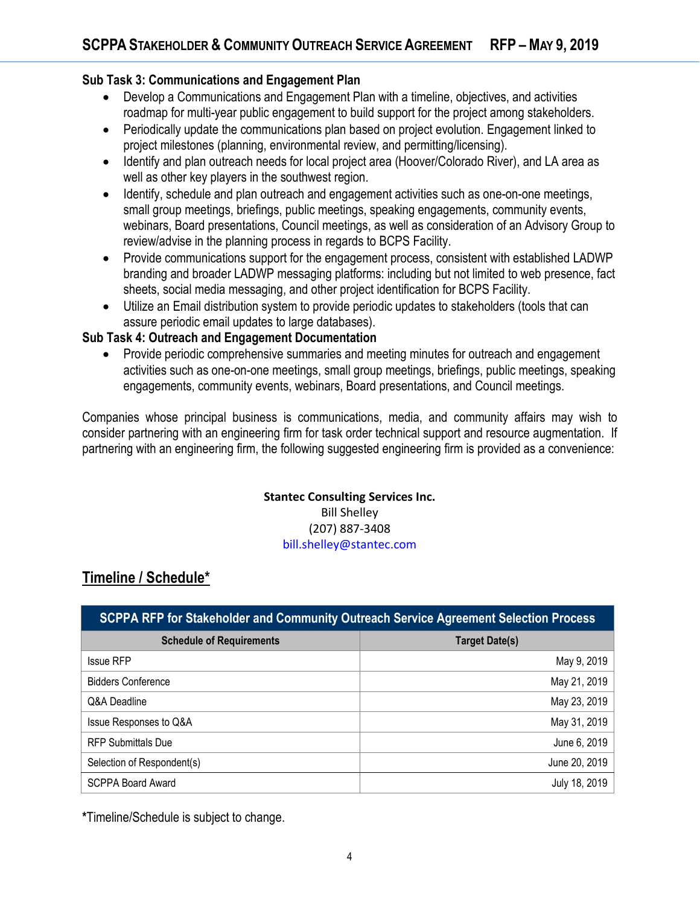**Sub Task 3: Communications and Engagement Plan**

- Develop a Communications and Engagement Plan with a timeline, objectives, and activities roadmap for multi-year public engagement to build support for the project among stakeholders.
- Periodically update the communications plan based on project evolution. Engagement linked to project milestones (planning, environmental review, and permitting/licensing).
- Identify and plan outreach needs for local project area (Hoover/Colorado River), and LA area as well as other key players in the southwest region.
- Identify, schedule and plan outreach and engagement activities such as one-on-one meetings, small group meetings, briefings, public meetings, speaking engagements, community events, webinars, Board presentations, Council meetings, as well as consideration of an Advisory Group to review/advise in the planning process in regards to BCPS Facility.
- Provide communications support for the engagement process, consistent with established LADWP branding and broader LADWP messaging platforms: including but not limited to web presence, fact sheets, social media messaging, and other project identification for BCPS Facility.
- Utilize an Email distribution system to provide periodic updates to stakeholders (tools that can assure periodic email updates to large databases).

**Sub Task 4: Outreach and Engagement Documentation**

- Provide periodic comprehensive summaries and meeting minutes for outreach and engagement activities such as one-on-one meetings, small group meetings, briefings, public meetings, speaking engagements, community events, webinars, Board presentations, and Council meetings.

Companies whose principal business is communications, media, and community affairs may wish to consider partnering with an engineering firm for task order technical support and resource augmentation. If partnering with an engineering firm, the following suggested engineering firm is provided as a convenience:

**Stantec Consulting Services Inc.**
Bill Shelley
(207) 887-3408
bill.shelley@stantec.com

## Timeline / Schedule*

| SCPPA RFP for Stakeholder and Community Outreach Service Agreement Selection Process | |
|---|---|
| **Schedule of Requirements** | **Target Date(s)** |
| Issue RFP | May 9, 2019 |
| Bidders Conference | May 21, 2019 |
| Q&A Deadline | May 23, 2019 |
| Issue Responses to Q&A | May 31, 2019 |
| RFP Submittals Due | June 6, 2019 |
| Selection of Respondent(s) | June 20, 2019 |
| SCPPA Board Award | July 18, 2019 |

*Timeline/Schedule is subject to change.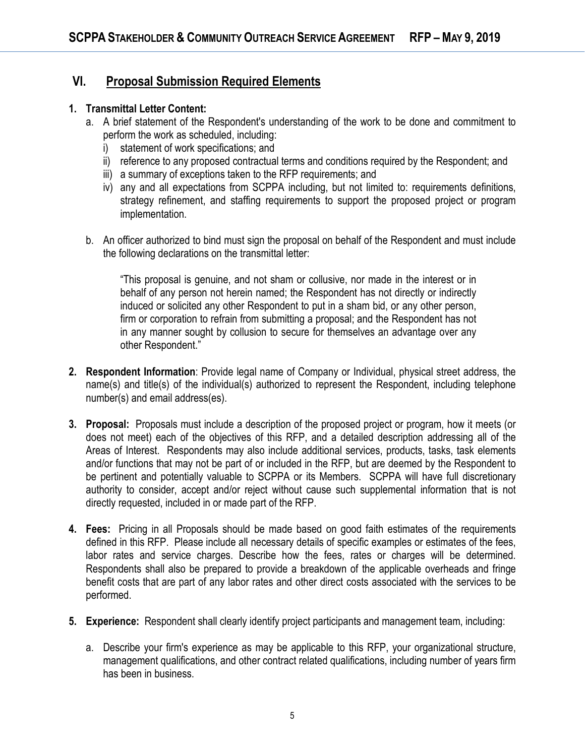## VI. Proposal Submission Required Elements

1. **Transmittal Letter Content:**
   a. A brief statement of the Respondent's understanding of the work to be done and commitment to perform the work as scheduled, including:
      i) statement of work specifications; and
      ii) reference to any proposed contractual terms and conditions required by the Respondent; and
      iii) a summary of exceptions taken to the RFP requirements; and
      iv) any and all expectations from SCPPA including, but not limited to: requirements definitions, strategy refinement, and staffing requirements to support the proposed project or program implementation.

   b. An officer authorized to bind must sign the proposal on behalf of the Respondent and must include the following declarations on the transmittal letter:

      > "This proposal is genuine, and not sham or collusive, nor made in the interest or in behalf of any person not herein named; the Respondent has not directly or indirectly induced or solicited any other Respondent to put in a sham bid, or any other person, firm or corporation to refrain from submitting a proposal; and the Respondent has not in any manner sought by collusion to secure for themselves an advantage over any other Respondent."

2. **Respondent Information**: Provide legal name of Company or Individual, physical street address, the name(s) and title(s) of the individual(s) authorized to represent the Respondent, including telephone number(s) and email address(es).

3. **Proposal:** Proposals must include a description of the proposed project or program, how it meets (or does not meet) each of the objectives of this RFP, and a detailed description addressing all of the Areas of Interest. Respondents may also include additional services, products, tasks, task elements and/or functions that may not be part of or included in the RFP, but are deemed by the Respondent to be pertinent and potentially valuable to SCPPA or its Members. SCPPA will have full discretionary authority to consider, accept and/or reject without cause such supplemental information that is not directly requested, included in or made part of the RFP.

4. **Fees:** Pricing in all Proposals should be made based on good faith estimates of the requirements defined in this RFP. Please include all necessary details of specific examples or estimates of the fees, labor rates and service charges. Describe how the fees, rates or charges will be determined. Respondents shall also be prepared to provide a breakdown of the applicable overheads and fringe benefit costs that are part of any labor rates and other direct costs associated with the services to be performed.

5. **Experience:** Respondent shall clearly identify project participants and management team, including:

   a. Describe your firm's experience as may be applicable to this RFP, your organizational structure, management qualifications, and other contract related qualifications, including number of years firm has been in business.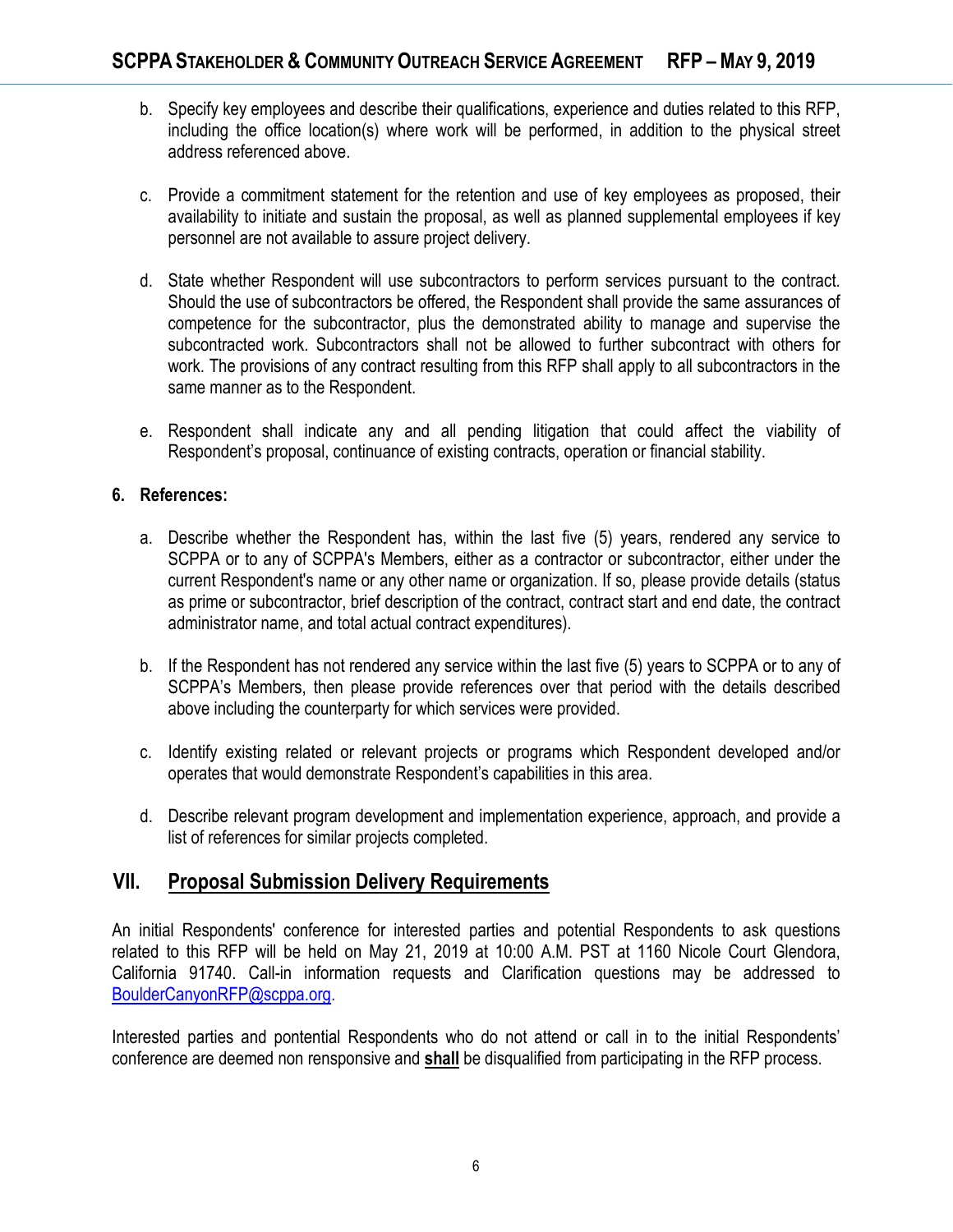b. Specify key employees and describe their qualifications, experience and duties related to this RFP, including the office location(s) where work will be performed, in addition to the physical street address referenced above.

c. Provide a commitment statement for the retention and use of key employees as proposed, their availability to initiate and sustain the proposal, as well as planned supplemental employees if key personnel are not available to assure project delivery.

d. State whether Respondent will use subcontractors to perform services pursuant to the contract. Should the use of subcontractors be offered, the Respondent shall provide the same assurances of competence for the subcontractor, plus the demonstrated ability to manage and supervise the subcontracted work. Subcontractors shall not be allowed to further subcontract with others for work. The provisions of any contract resulting from this RFP shall apply to all subcontractors in the same manner as to the Respondent.

e. Respondent shall indicate any and all pending litigation that could affect the viability of Respondent's proposal, continuance of existing contracts, operation or financial stability.

**6. References:**

a. Describe whether the Respondent has, within the last five (5) years, rendered any service to SCPPA or to any of SCPPA's Members, either as a contractor or subcontractor, either under the current Respondent's name or any other name or organization. If so, please provide details (status as prime or subcontractor, brief description of the contract, contract start and end date, the contract administrator name, and total actual contract expenditures).

b. If the Respondent has not rendered any service within the last five (5) years to SCPPA or to any of SCPPA's Members, then please provide references over that period with the details described above including the counterparty for which services were provided.

c. Identify existing related or relevant projects or programs which Respondent developed and/or operates that would demonstrate Respondent's capabilities in this area.

d. Describe relevant program development and implementation experience, approach, and provide a list of references for similar projects completed.

## VII. Proposal Submission Delivery Requirements

An initial Respondents' conference for interested parties and potential Respondents to ask questions related to this RFP will be held on May 21, 2019 at 10:00 A.M. PST at 1160 Nicole Court Glendora, California 91740. Call-in information requests and Clarification questions may be addressed to BoulderCanyonRFP@scppa.org.

Interested parties and pontential Respondents who do not attend or call in to the initial Respondents' conference are deemed non rensponsive and **shall** be disqualified from participating in the RFP process.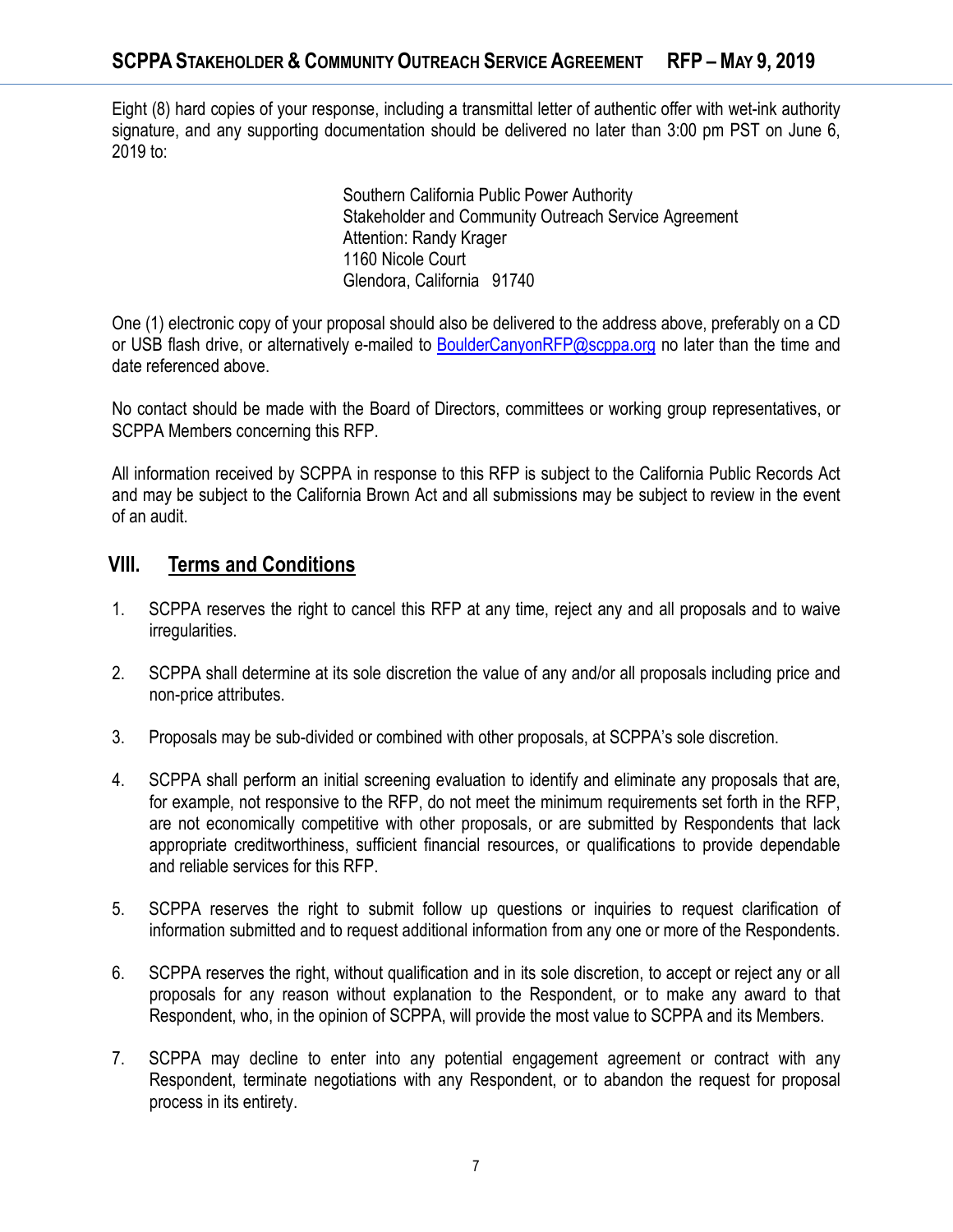Eight (8) hard copies of your response, including a transmittal letter of authentic offer with wet-ink authority signature, and any supporting documentation should be delivered no later than 3:00 pm PST on June 6, 2019 to:

> Southern California Public Power Authority
> Stakeholder and Community Outreach Service Agreement
> Attention: Randy Krager
> 1160 Nicole Court
> Glendora, California 91740

One (1) electronic copy of your proposal should also be delivered to the address above, preferably on a CD or USB flash drive, or alternatively e-mailed to BoulderCanyonRFP@scppa.org no later than the time and date referenced above.

No contact should be made with the Board of Directors, committees or working group representatives, or SCPPA Members concerning this RFP.

All information received by SCPPA in response to this RFP is subject to the California Public Records Act and may be subject to the California Brown Act and all submissions may be subject to review in the event of an audit.

## VIII. Terms and Conditions

1. SCPPA reserves the right to cancel this RFP at any time, reject any and all proposals and to waive irregularities.

2. SCPPA shall determine at its sole discretion the value of any and/or all proposals including price and non-price attributes.

3. Proposals may be sub-divided or combined with other proposals, at SCPPA's sole discretion.

4. SCPPA shall perform an initial screening evaluation to identify and eliminate any proposals that are, for example, not responsive to the RFP, do not meet the minimum requirements set forth in the RFP, are not economically competitive with other proposals, or are submitted by Respondents that lack appropriate creditworthiness, sufficient financial resources, or qualifications to provide dependable and reliable services for this RFP.

5. SCPPA reserves the right to submit follow up questions or inquiries to request clarification of information submitted and to request additional information from any one or more of the Respondents.

6. SCPPA reserves the right, without qualification and in its sole discretion, to accept or reject any or all proposals for any reason without explanation to the Respondent, or to make any award to that Respondent, who, in the opinion of SCPPA, will provide the most value to SCPPA and its Members.

7. SCPPA may decline to enter into any potential engagement agreement or contract with any Respondent, terminate negotiations with any Respondent, or to abandon the request for proposal process in its entirety.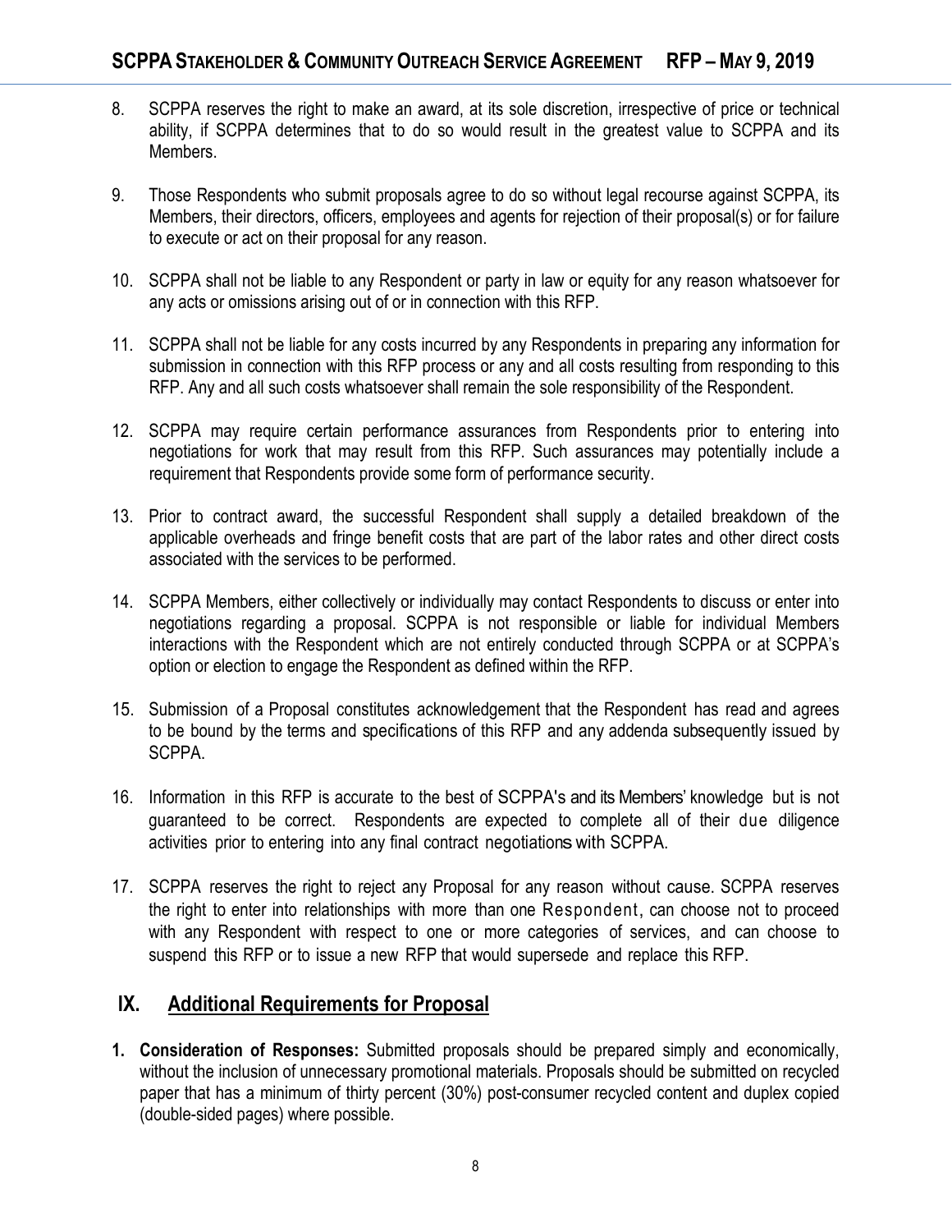8. SCPPA reserves the right to make an award, at its sole discretion, irrespective of price or technical ability, if SCPPA determines that to do so would result in the greatest value to SCPPA and its Members.

9. Those Respondents who submit proposals agree to do so without legal recourse against SCPPA, its Members, their directors, officers, employees and agents for rejection of their proposal(s) or for failure to execute or act on their proposal for any reason.

10. SCPPA shall not be liable to any Respondent or party in law or equity for any reason whatsoever for any acts or omissions arising out of or in connection with this RFP.

11. SCPPA shall not be liable for any costs incurred by any Respondents in preparing any information for submission in connection with this RFP process or any and all costs resulting from responding to this RFP. Any and all such costs whatsoever shall remain the sole responsibility of the Respondent.

12. SCPPA may require certain performance assurances from Respondents prior to entering into negotiations for work that may result from this RFP. Such assurances may potentially include a requirement that Respondents provide some form of performance security.

13. Prior to contract award, the successful Respondent shall supply a detailed breakdown of the applicable overheads and fringe benefit costs that are part of the labor rates and other direct costs associated with the services to be performed.

14. SCPPA Members, either collectively or individually may contact Respondents to discuss or enter into negotiations regarding a proposal. SCPPA is not responsible or liable for individual Members interactions with the Respondent which are not entirely conducted through SCPPA or at SCPPA's option or election to engage the Respondent as defined within the RFP.

15. Submission of a Proposal constitutes acknowledgement that the Respondent has read and agrees to be bound by the terms and specifications of this RFP and any addenda subsequently issued by SCPPA.

16. Information in this RFP is accurate to the best of SCPPA's and its Members' knowledge but is not guaranteed to be correct. Respondents are expected to complete all of their due diligence activities prior to entering into any final contract negotiations with SCPPA.

17. SCPPA reserves the right to reject any Proposal for any reason without cause. SCPPA reserves the right to enter into relationships with more than one Respondent, can choose not to proceed with any Respondent with respect to one or more categories of services, and can choose to suspend this RFP or to issue a new RFP that would supersede and replace this RFP.

## IX. Additional Requirements for Proposal

1. **Consideration of Responses:** Submitted proposals should be prepared simply and economically, without the inclusion of unnecessary promotional materials. Proposals should be submitted on recycled paper that has a minimum of thirty percent (30%) post-consumer recycled content and duplex copied (double-sided pages) where possible.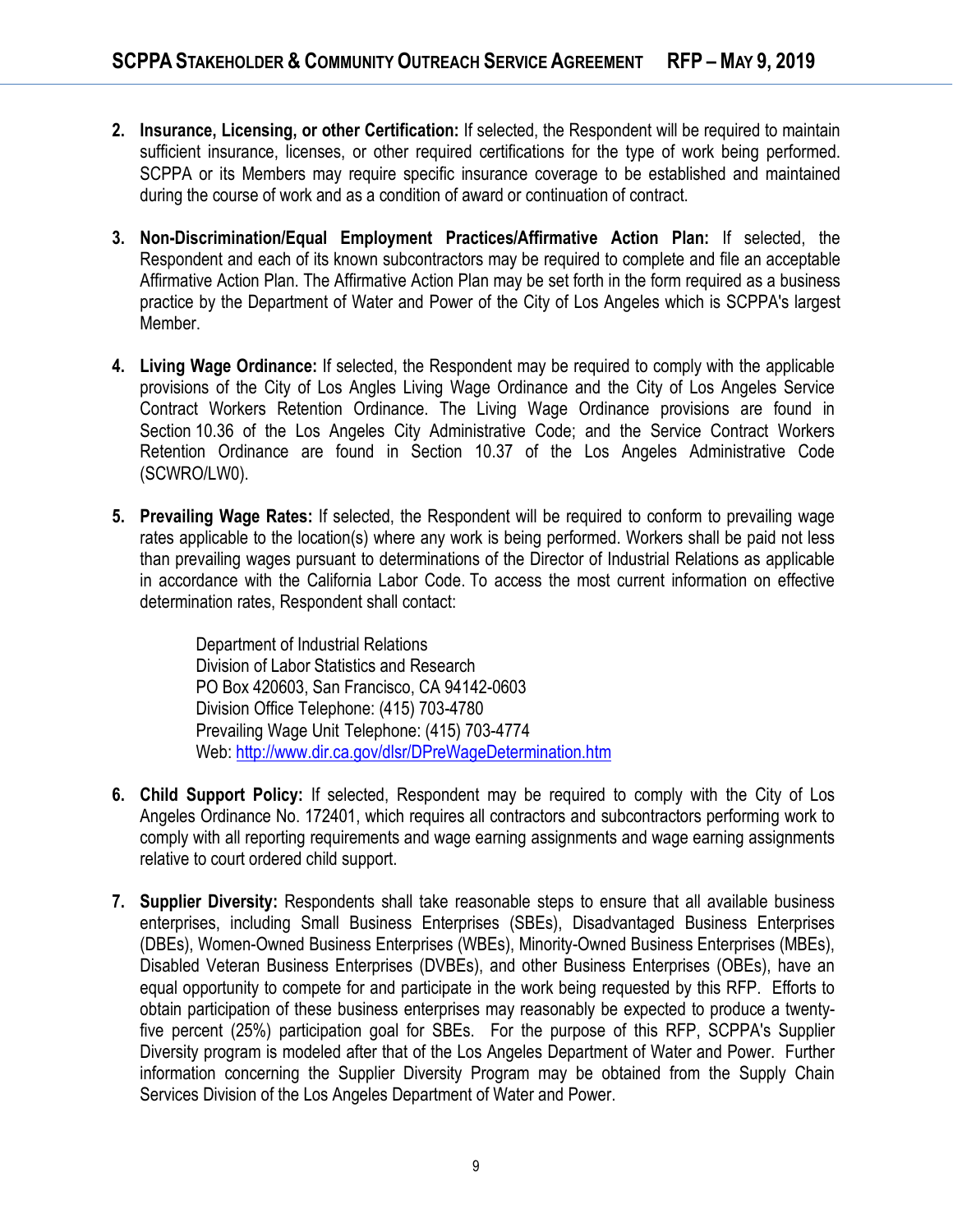2. **Insurance, Licensing, or other Certification:** If selected, the Respondent will be required to maintain sufficient insurance, licenses, or other required certifications for the type of work being performed. SCPPA or its Members may require specific insurance coverage to be established and maintained during the course of work and as a condition of award or continuation of contract.

3. **Non-Discrimination/Equal Employment Practices/Affirmative Action Plan:** If selected, the Respondent and each of its known subcontractors may be required to complete and file an acceptable Affirmative Action Plan. The Affirmative Action Plan may be set forth in the form required as a business practice by the Department of Water and Power of the City of Los Angeles which is SCPPA's largest Member.

4. **Living Wage Ordinance:** If selected, the Respondent may be required to comply with the applicable provisions of the City of Los Angles Living Wage Ordinance and the City of Los Angeles Service Contract Workers Retention Ordinance. The Living Wage Ordinance provisions are found in Section 10.36 of the Los Angeles City Administrative Code; and the Service Contract Workers Retention Ordinance are found in Section 10.37 of the Los Angeles Administrative Code (SCWRO/LW0).

5. **Prevailing Wage Rates:** If selected, the Respondent will be required to conform to prevailing wage rates applicable to the location(s) where any work is being performed. Workers shall be paid not less than prevailing wages pursuant to determinations of the Director of Industrial Relations as applicable in accordance with the California Labor Code. To access the most current information on effective determination rates, Respondent shall contact:

   Department of Industrial Relations
   Division of Labor Statistics and Research
   PO Box 420603, San Francisco, CA 94142-0603
   Division Office Telephone: (415) 703-4780
   Prevailing Wage Unit Telephone: (415) 703-4774
   Web: http://www.dir.ca.gov/dlsr/DPreWageDetermination.htm

6. **Child Support Policy:** If selected, Respondent may be required to comply with the City of Los Angeles Ordinance No. 172401, which requires all contractors and subcontractors performing work to comply with all reporting requirements and wage earning assignments and wage earning assignments relative to court ordered child support.

7. **Supplier Diversity:** Respondents shall take reasonable steps to ensure that all available business enterprises, including Small Business Enterprises (SBEs), Disadvantaged Business Enterprises (DBEs), Women-Owned Business Enterprises (WBEs), Minority-Owned Business Enterprises (MBEs), Disabled Veteran Business Enterprises (DVBEs), and other Business Enterprises (OBEs), have an equal opportunity to compete for and participate in the work being requested by this RFP. Efforts to obtain participation of these business enterprises may reasonably be expected to produce a twenty-five percent (25%) participation goal for SBEs. For the purpose of this RFP, SCPPA's Supplier Diversity program is modeled after that of the Los Angeles Department of Water and Power. Further information concerning the Supplier Diversity Program may be obtained from the Supply Chain Services Division of the Los Angeles Department of Water and Power.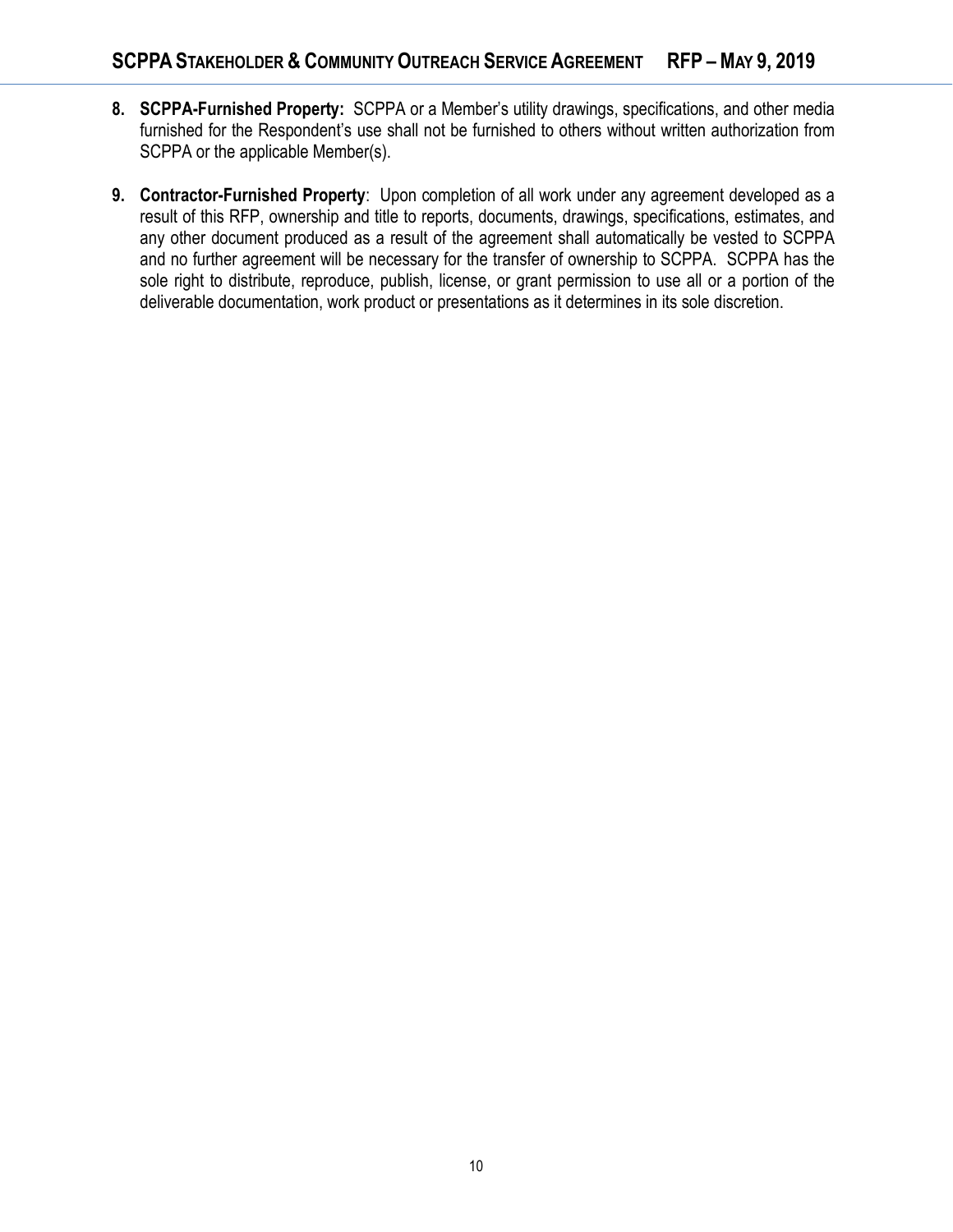8. **SCPPA-Furnished Property:** SCPPA or a Member's utility drawings, specifications, and other media furnished for the Respondent's use shall not be furnished to others without written authorization from SCPPA or the applicable Member(s).

9. **Contractor-Furnished Property**: Upon completion of all work under any agreement developed as a result of this RFP, ownership and title to reports, documents, drawings, specifications, estimates, and any other document produced as a result of the agreement shall automatically be vested to SCPPA and no further agreement will be necessary for the transfer of ownership to SCPPA. SCPPA has the sole right to distribute, reproduce, publish, license, or grant permission to use all or a portion of the deliverable documentation, work product or presentations as it determines in its sole discretion.